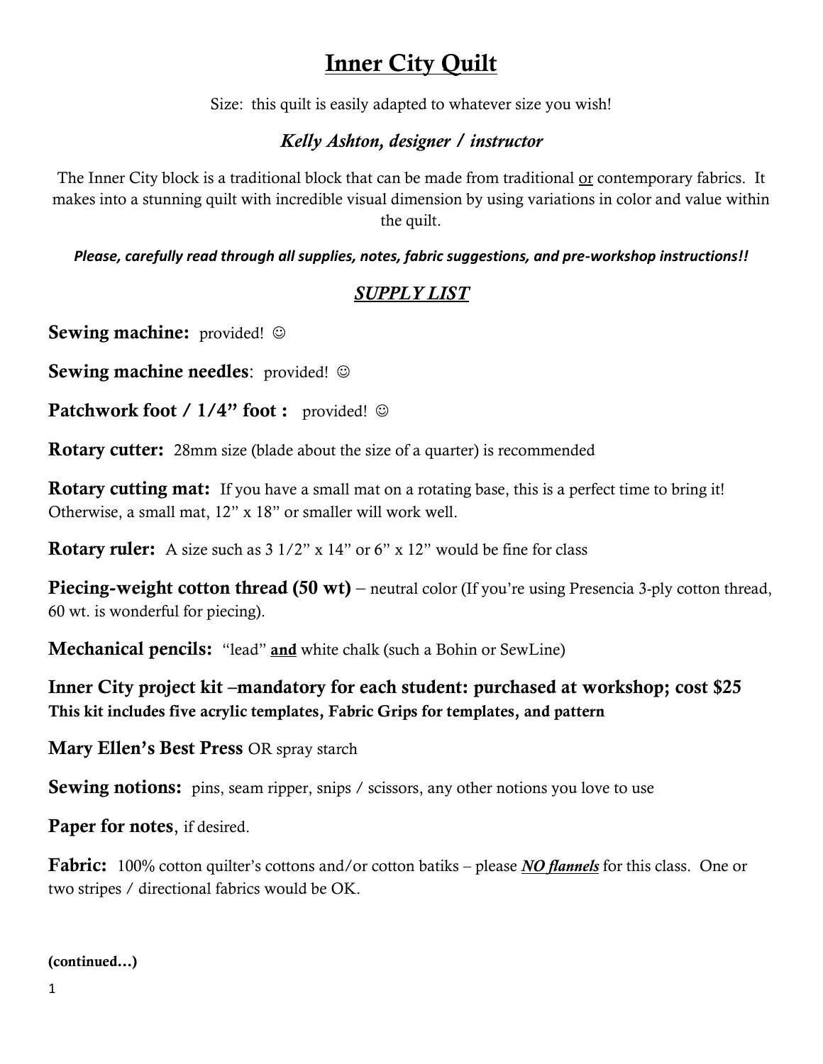# <u>Inner City Quilt</u>

Size: this quilt is easily adapted to whatever size you wish!

### *Kelly Ashton, designer / instructor*

The Inner City block is a traditional block that can be made from traditional <u>or</u> contemporary fabrics. It makes into a stunning quilt with incredible visual dimension by using variations in color and value within the quilt.

***Please, carefully read through all supplies, notes, fabric suggestions, and pre-workshop instructions!!***

## *<u>SUPPLY LIST</u>*

**Sewing machine:** provided! ☺

**Sewing machine needles**: provided! ☺

**Patchwork foot / 1/4" foot :** provided! ☺

**Rotary cutter:** 28mm size (blade about the size of a quarter) is recommended

**Rotary cutting mat:** If you have a small mat on a rotating base, this is a perfect time to bring it! Otherwise, a small mat, 12" x 18" or smaller will work well.

**Rotary ruler:** A size such as 3 1/2" x 14" or 6" x 12" would be fine for class

**Piecing-weight cotton thread (50 wt)** – neutral color (If you're using Presencia 3-ply cotton thread, 60 wt. is wonderful for piecing).

**Mechanical pencils:** "lead" **<u>and</u>** white chalk (such a Bohin or SewLine)

**Inner City project kit –mandatory for each student: purchased at workshop; cost $25**
**This kit includes five acrylic templates, Fabric Grips for templates, and pattern**

**Mary Ellen's Best Press** OR spray starch

**Sewing notions:** pins, seam ripper, snips / scissors, any other notions you love to use

**Paper for notes**, if desired.

**Fabric:** 100% cotton quilter's cottons and/or cotton batiks – please ***<u>NO flannels</u>*** for this class. One or two stripes / directional fabrics would be OK.

**(continued…)**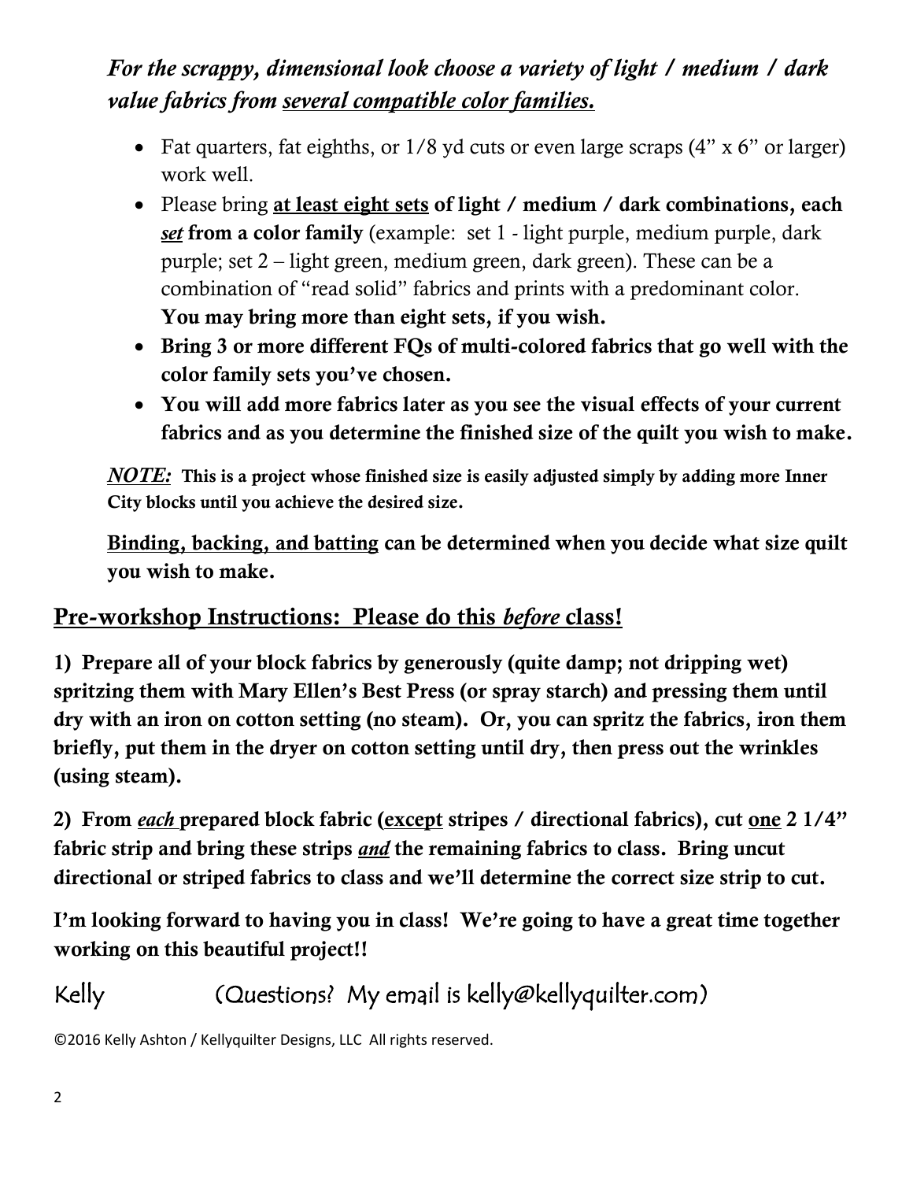***For the scrappy, dimensional look choose a variety of light / medium / dark value fabrics from <u>several compatible color families.</u>***

- Fat quarters, fat eighths, or 1/8 yd cuts or even large scraps (4" x 6" or larger) work well.
- Please bring **<u>at least eight sets</u> of light / medium / dark combinations, each *<u>set</u>* from a color family** (example: set 1 - light purple, medium purple, dark purple; set 2 – light green, medium green, dark green). These can be a combination of "read solid" fabrics and prints with a predominant color. **You may bring more than eight sets, if you wish.**
- **Bring 3 or more different FQs of multi-colored fabrics that go well with the color family sets you've chosen.**
- **You will add more fabrics later as you see the visual effects of your current fabrics and as you determine the finished size of the quilt you wish to make.**

***<u>NOTE:</u>*** **This is a project whose finished size is easily adjusted simply by adding more Inner City blocks until you achieve the desired size.**

**<u>Binding, backing, and batting</u> can be determined when you decide what size quilt you wish to make.**

## <u>Pre-workshop Instructions: Please do this *before* class!</u>

**1) Prepare all of your block fabrics by generously (quite damp; not dripping wet) spritzing them with Mary Ellen's Best Press (or spray starch) and pressing them until dry with an iron on cotton setting (no steam). Or, you can spritz the fabrics, iron them briefly, put them in the dryer on cotton setting until dry, then press out the wrinkles (using steam).**

**2) From *<u>each</u>* prepared block fabric (<u>except</u> stripes / directional fabrics), cut <u>one</u> 2 1/4" fabric strip and bring these strips *<u>and</u>* the remaining fabrics to class. Bring uncut directional or striped fabrics to class and we'll determine the correct size strip to cut.**

**I'm looking forward to having you in class! We're going to have a great time together working on this beautiful project!!**

Kelly (Questions? My email is kelly@kellyquilter.com)

©2016 Kelly Ashton / Kellyquilter Designs, LLC All rights reserved.